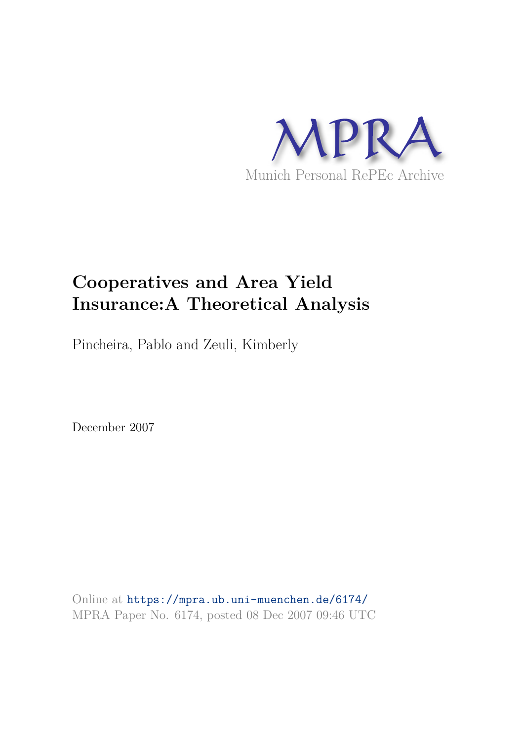MPRA

Munich Personal RePEc Archive

# Cooperatives and Area Yield Insurance:A Theoretical Analysis

Pincheira, Pablo and Zeuli, Kimberly

December 2007

Online at https://mpra.ub.uni-muenchen.de/6174/
MPRA Paper No. 6174, posted 08 Dec 2007 09:46 UTC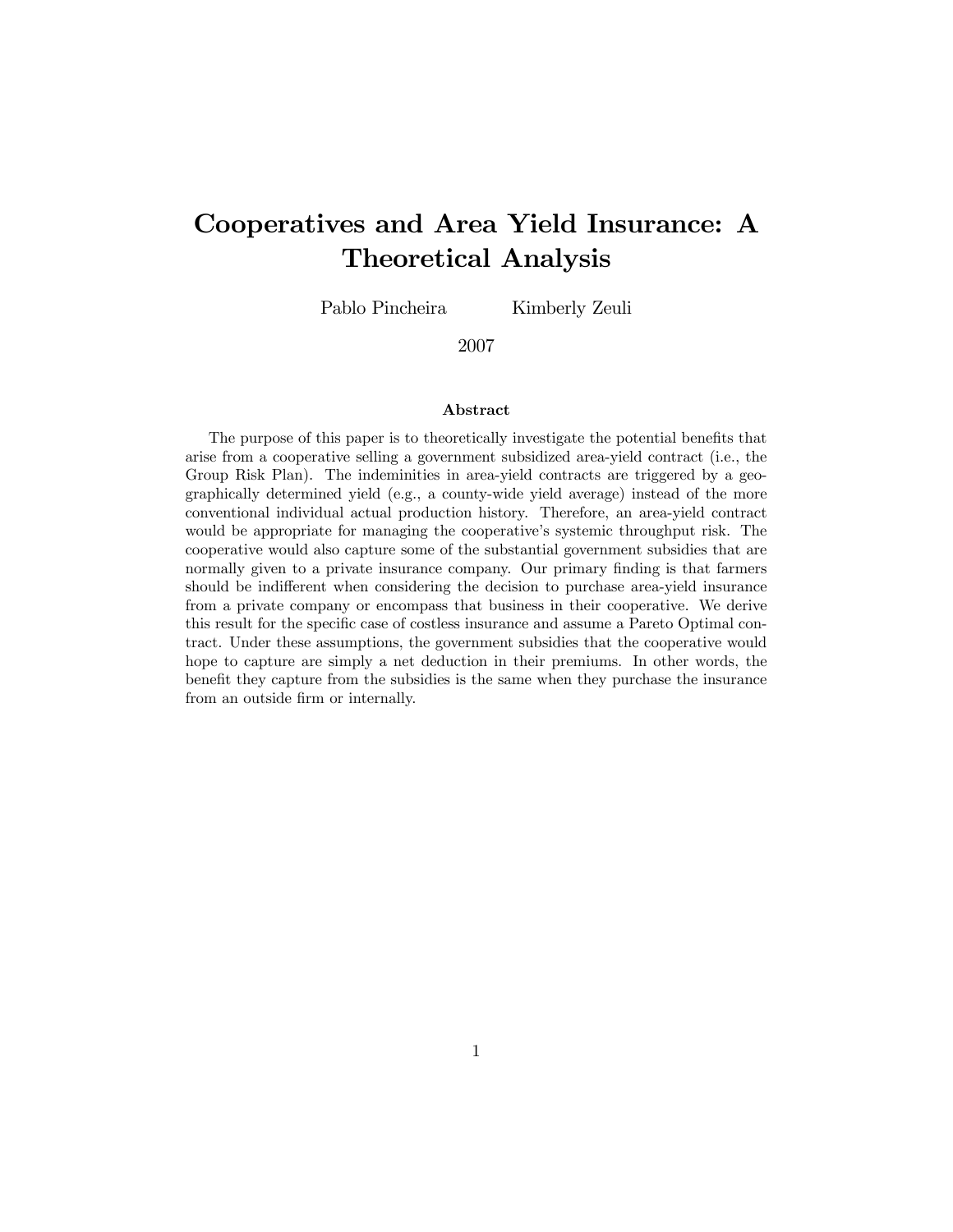# Cooperatives and Area Yield Insurance: A Theoretical Analysis

Pablo Pincheira Kimberly Zeuli

2007

## Abstract

The purpose of this paper is to theoretically investigate the potential benefits that arise from a cooperative selling a government subsidized area-yield contract (i.e., the Group Risk Plan). The indeminities in area-yield contracts are triggered by a geographically determined yield (e.g., a county-wide yield average) instead of the more conventional individual actual production history. Therefore, an area-yield contract would be appropriate for managing the cooperative's systemic throughput risk. The cooperative would also capture some of the substantial government subsidies that are normally given to a private insurance company. Our primary finding is that farmers should be indifferent when considering the decision to purchase area-yield insurance from a private company or encompass that business in their cooperative. We derive this result for the specific case of costless insurance and assume a Pareto Optimal contract. Under these assumptions, the government subsidies that the cooperative would hope to capture are simply a net deduction in their premiums. In other words, the benefit they capture from the subsidies is the same when they purchase the insurance from an outside firm or internally.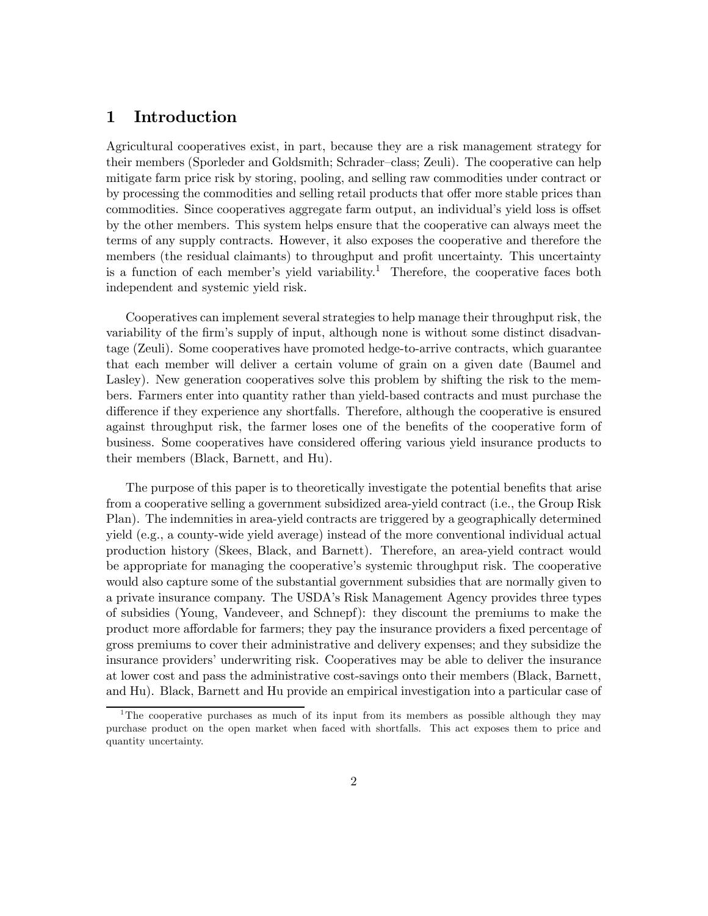# 1 Introduction

Agricultural cooperatives exist, in part, because they are a risk management strategy for their members (Sporleder and Goldsmith; Schrader–class; Zeuli). The cooperative can help mitigate farm price risk by storing, pooling, and selling raw commodities under contract or by processing the commodities and selling retail products that offer more stable prices than commodities. Since cooperatives aggregate farm output, an individual's yield loss is offset by the other members. This system helps ensure that the cooperative can always meet the terms of any supply contracts. However, it also exposes the cooperative and therefore the members (the residual claimants) to throughput and profit uncertainty. This uncertainty is a function of each member's yield variability.[1] Therefore, the cooperative faces both independent and systemic yield risk.

Cooperatives can implement several strategies to help manage their throughput risk, the variability of the firm's supply of input, although none is without some distinct disadvantage (Zeuli). Some cooperatives have promoted hedge-to-arrive contracts, which guarantee that each member will deliver a certain volume of grain on a given date (Baumel and Lasley). New generation cooperatives solve this problem by shifting the risk to the members. Farmers enter into quantity rather than yield-based contracts and must purchase the difference if they experience any shortfalls. Therefore, although the cooperative is ensured against throughput risk, the farmer loses one of the benefits of the cooperative form of business. Some cooperatives have considered offering various yield insurance products to their members (Black, Barnett, and Hu).

The purpose of this paper is to theoretically investigate the potential benefits that arise from a cooperative selling a government subsidized area-yield contract (i.e., the Group Risk Plan). The indemnities in area-yield contracts are triggered by a geographically determined yield (e.g., a county-wide yield average) instead of the more conventional individual actual production history (Skees, Black, and Barnett). Therefore, an area-yield contract would be appropriate for managing the cooperative's systemic throughput risk. The cooperative would also capture some of the substantial government subsidies that are normally given to a private insurance company. The USDA's Risk Management Agency provides three types of subsidies (Young, Vandeveer, and Schnepf): they discount the premiums to make the product more affordable for farmers; they pay the insurance providers a fixed percentage of gross premiums to cover their administrative and delivery expenses; and they subsidize the insurance providers' underwriting risk. Cooperatives may be able to deliver the insurance at lower cost and pass the administrative cost-savings onto their members (Black, Barnett, and Hu). Black, Barnett and Hu provide an empirical investigation into a particular case of

[1] The cooperative purchases as much of its input from its members as possible although they may purchase product on the open market when faced with shortfalls. This act exposes them to price and quantity uncertainty.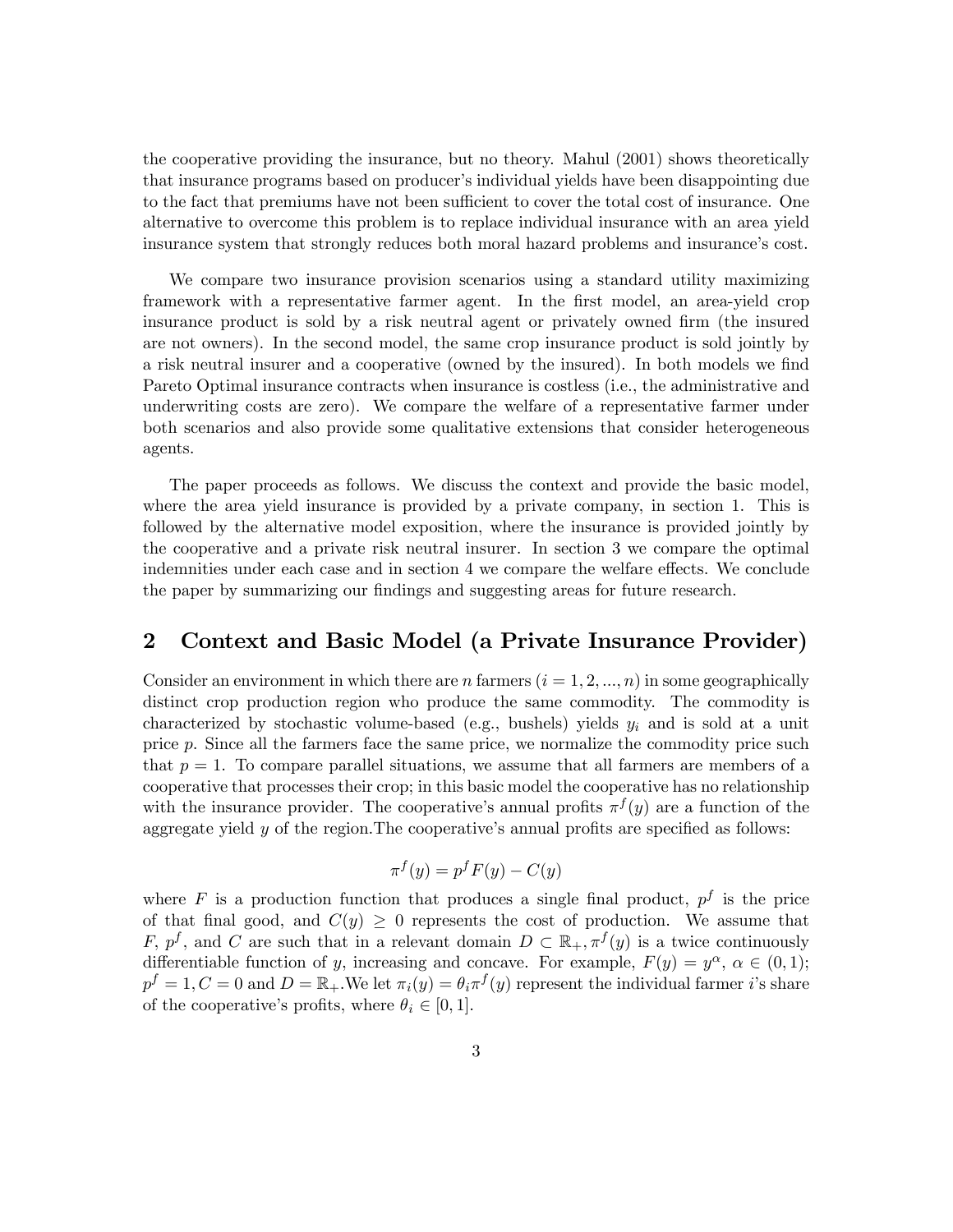the cooperative providing the insurance, but no theory. Mahul (2001) shows theoretically that insurance programs based on producer's individual yields have been disappointing due to the fact that premiums have not been sufficient to cover the total cost of insurance. One alternative to overcome this problem is to replace individual insurance with an area yield insurance system that strongly reduces both moral hazard problems and insurance's cost.

We compare two insurance provision scenarios using a standard utility maximizing framework with a representative farmer agent. In the first model, an area-yield crop insurance product is sold by a risk neutral agent or privately owned firm (the insured are not owners). In the second model, the same crop insurance product is sold jointly by a risk neutral insurer and a cooperative (owned by the insured). In both models we find Pareto Optimal insurance contracts when insurance is costless (i.e., the administrative and underwriting costs are zero). We compare the welfare of a representative farmer under both scenarios and also provide some qualitative extensions that consider heterogeneous agents.

The paper proceeds as follows. We discuss the context and provide the basic model, where the area yield insurance is provided by a private company, in section 1. This is followed by the alternative model exposition, where the insurance is provided jointly by the cooperative and a private risk neutral insurer. In section 3 we compare the optimal indemnities under each case and in section 4 we compare the welfare effects. We conclude the paper by summarizing our findings and suggesting areas for future research.

## 2 Context and Basic Model (a Private Insurance Provider)

Consider an environment in which there are $n$ farmers ($i = 1, 2, ..., n$) in some geographically distinct crop production region who produce the same commodity. The commodity is characterized by stochastic volume-based (e.g., bushels) yields $y_i$ and is sold at a unit price $p$. Since all the farmers face the same price, we normalize the commodity price such that $p = 1$. To compare parallel situations, we assume that all farmers are members of a cooperative that processes their crop; in this basic model the cooperative has no relationship with the insurance provider. The cooperative's annual profits $\pi^f(y)$ are a function of the aggregate yield $y$ of the region.The cooperative's annual profits are specified as follows:

$$\pi^f(y) = p^f F(y) - C(y)$$

where $F$ is a production function that produces a single final product, $p^f$ is the price of that final good, and $C(y) \geq 0$ represents the cost of production. We assume that $F$, $p^f$, and $C$ are such that in a relevant domain $D \subset \mathbb{R}_+, \pi^f(y)$ is a twice continuously differentiable function of $y$, increasing and concave. For example, $F(y) = y^\alpha$, $\alpha \in (0, 1)$; $p^f = 1, C = 0$ and $D = \mathbb{R}_+$.We let $\pi_i(y) = \theta_i \pi^f(y)$ represent the individual farmer $i$'s share of the cooperative's profits, where $\theta_i \in [0, 1]$.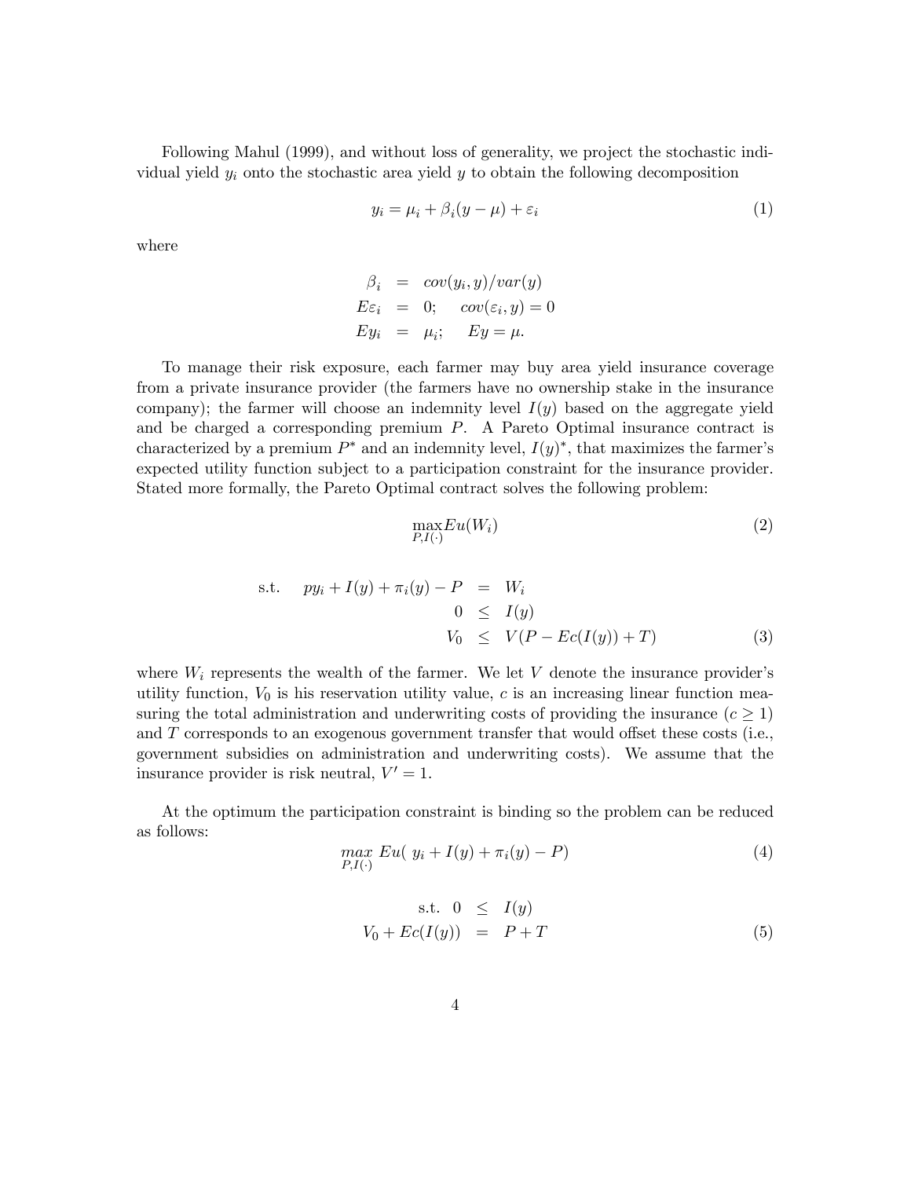Following Mahul (1999), and without loss of generality, we project the stochastic individual yield $y_i$ onto the stochastic area yield $y$ to obtain the following decomposition

$$y_i = \mu_i + \beta_i(y - \mu) + \varepsilon_i \tag{1}$$

where

$$\begin{aligned} \beta_i &= cov(y_i, y)/var(y) \\ E\varepsilon_i &= 0; \quad cov(\varepsilon_i, y) = 0 \\ Ey_i &= \mu_i; \quad Ey = \mu. \end{aligned}$$

To manage their risk exposure, each farmer may buy area yield insurance coverage from a private insurance provider (the farmers have no ownership stake in the insurance company); the farmer will choose an indemnity level $I(y)$ based on the aggregate yield and be charged a corresponding premium $P$. A Pareto Optimal insurance contract is characterized by a premium $P^*$ and an indemnity level, $I(y)^*$, that maximizes the farmer's expected utility function subject to a participation constraint for the insurance provider. Stated more formally, the Pareto Optimal contract solves the following problem:

$$\max_{P,I(\cdot)} Eu(W_i) \tag{2}$$

$$\begin{aligned} \text{s.t.} \quad py_i + I(y) + \pi_i(y) - P &= W_i \\ 0 &\leq I(y) \\ V_0 &\leq V(P - Ec(I(y)) + T) \end{aligned} \tag{3}$$

where $W_i$ represents the wealth of the farmer. We let $V$ denote the insurance provider's utility function, $V_0$ is his reservation utility value, $c$ is an increasing linear function measuring the total administration and underwriting costs of providing the insurance ($c \geq 1$) and $T$ corresponds to an exogenous government transfer that would offset these costs (i.e., government subsidies on administration and underwriting costs). We assume that the insurance provider is risk neutral, $V' = 1$.

At the optimum the participation constraint is binding so the problem can be reduced as follows:

$$\max_{P,I(\cdot)} Eu(\ y_i + I(y) + \pi_i(y) - P) \tag{4}$$

$$\begin{aligned} \text{s.t.} \quad 0 &\leq I(y) \\ V_0 + Ec(I(y)) &= P + T \end{aligned} \tag{5}$$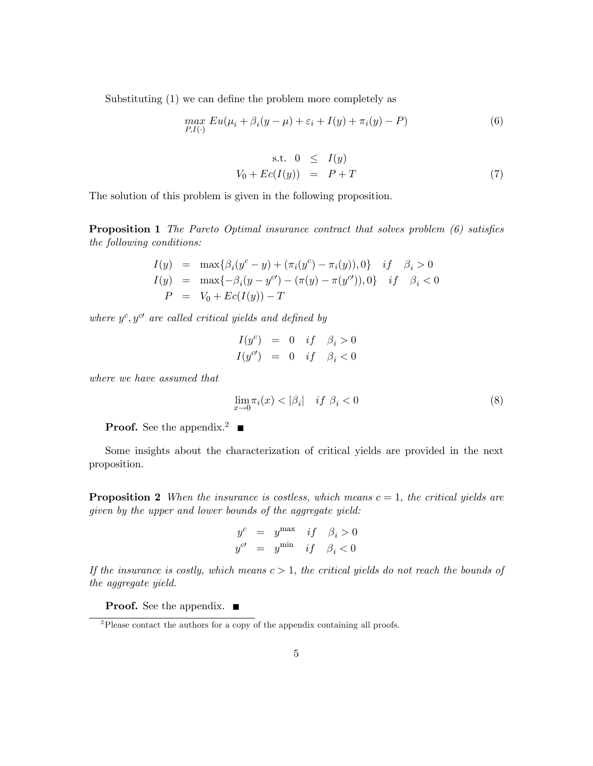Substituting (1) we can define the problem more completely as

$$\max_{P, I(\cdot)} Eu(\mu_i + \beta_i(y - \mu) + \varepsilon_i + I(y) + \pi_i(y) - P) \tag{6}$$

$$\begin{aligned} \text{s.t. } \; 0 &\leq I(y) \\ V_0 + Ec(I(y)) &= P + T \end{aligned} \tag{7}$$

The solution of this problem is given in the following proposition.

**Proposition 1** *The Pareto Optimal insurance contract that solves problem (6) satisfies the following conditions:*

$$\begin{aligned} I(y) &= \max\{\beta_i(y^c - y) + (\pi_i(y^c) - \pi_i(y)), 0\} \quad if \quad \beta_i > 0 \\ I(y) &= \max\{-\beta_i(y - y^{c\prime}) - (\pi(y) - \pi(y^{c\prime})), 0\} \quad if \quad \beta_i < 0 \\ P &= V_0 + Ec(I(y)) - T \end{aligned}$$

*where $y^c, y^{c\prime}$ are called critical yields and defined by*

$$\begin{aligned} I(y^c) &= 0 \quad if \quad \beta_i > 0 \\ I(y^{c\prime}) &= 0 \quad if \quad \beta_i < 0 \end{aligned}$$

*where we have assumed that*

$$\lim_{x \to 0} \pi_i(x) < |\beta_i| \quad if \; \beta_i < 0 \tag{8}$$

**Proof.** See the appendix.[2] ■

Some insights about the characterization of critical yields are provided in the next proposition.

**Proposition 2** *When the insurance is costless, which means $c = 1$, the critical yields are given by the upper and lower bounds of the aggregate yield:*

$$\begin{aligned} y^c &= y^{\max} \quad if \quad \beta_i > 0 \\ y^{c\prime} &= y^{\min} \quad if \quad \beta_i < 0 \end{aligned}$$

*If the insurance is costly, which means $c > 1$, the critical yields do not reach the bounds of the aggregate yield.*

**Proof.** See the appendix. ■

[2] Please contact the authors for a copy of the appendix containing all proofs.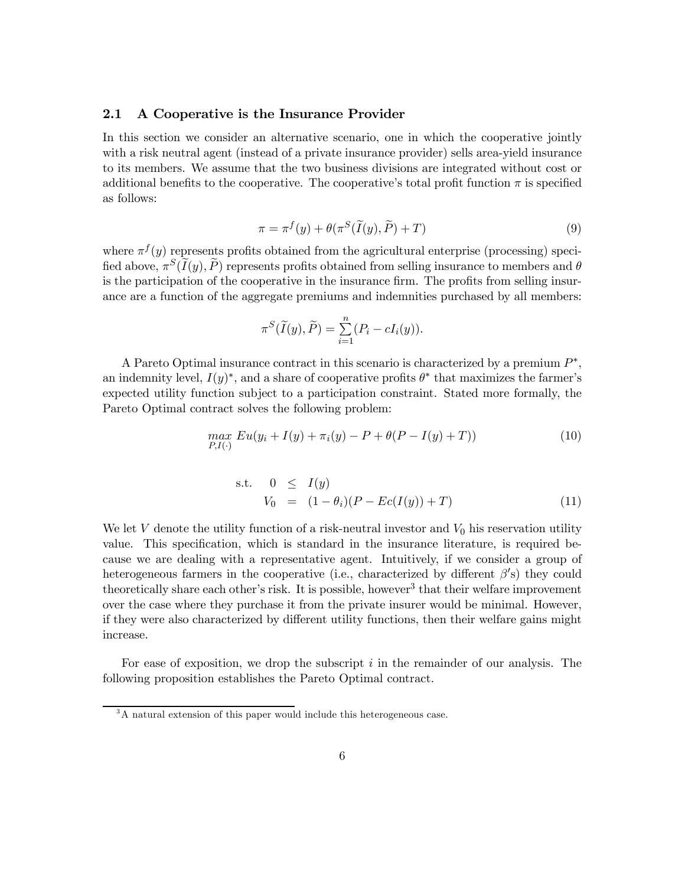### 2.1 A Cooperative is the Insurance Provider

In this section we consider an alternative scenario, one in which the cooperative jointly with a risk neutral agent (instead of a private insurance provider) sells area-yield insurance to its members. We assume that the two business divisions are integrated without cost or additional benefits to the cooperative. The cooperative's total profit function $\pi$ is specified as follows:

$$\pi = \pi^f(y) + \theta(\pi^S(\widetilde{I}(y), \widetilde{P}) + T) \tag{9}$$

where $\pi^f(y)$ represents profits obtained from the agricultural enterprise (processing) specified above, $\pi^S(\widetilde{I}(y), \widetilde{P})$ represents profits obtained from selling insurance to members and $\theta$ is the participation of the cooperative in the insurance firm. The profits from selling insurance are a function of the aggregate premiums and indemnities purchased by all members:

$$\pi^S(\widetilde{I}(y), \widetilde{P}) = \sum_{i=1}^{n}(P_i - cI_i(y)).$$

A Pareto Optimal insurance contract in this scenario is characterized by a premium $P^*$, an indemnity level, $I(y)^*$, and a share of cooperative profits $\theta^*$ that maximizes the farmer's expected utility function subject to a participation constraint. Stated more formally, the Pareto Optimal contract solves the following problem:

$$\max_{P,I(\cdot)} Eu(y_i + I(y) + \pi_i(y) - P + \theta(P - I(y) + T)) \tag{10}$$

$$\begin{aligned} \text{s.t.} \quad 0 &\leq I(y) \\ V_0 &= (1-\theta_i)(P - Ec(I(y)) + T) \end{aligned} \tag{11}$$

We let $V$ denote the utility function of a risk-neutral investor and $V_0$ his reservation utility value. This specification, which is standard in the insurance literature, is required because we are dealing with a representative agent. Intuitively, if we consider a group of heterogeneous farmers in the cooperative (i.e., characterized by different $\beta'$s) they could theoretically share each other's risk. It is possible, however[3] that their welfare improvement over the case where they purchase it from the private insurer would be minimal. However, if they were also characterized by different utility functions, then their welfare gains might increase.

For ease of exposition, we drop the subscript $i$ in the remainder of our analysis. The following proposition establishes the Pareto Optimal contract.

[3] A natural extension of this paper would include this heterogeneous case.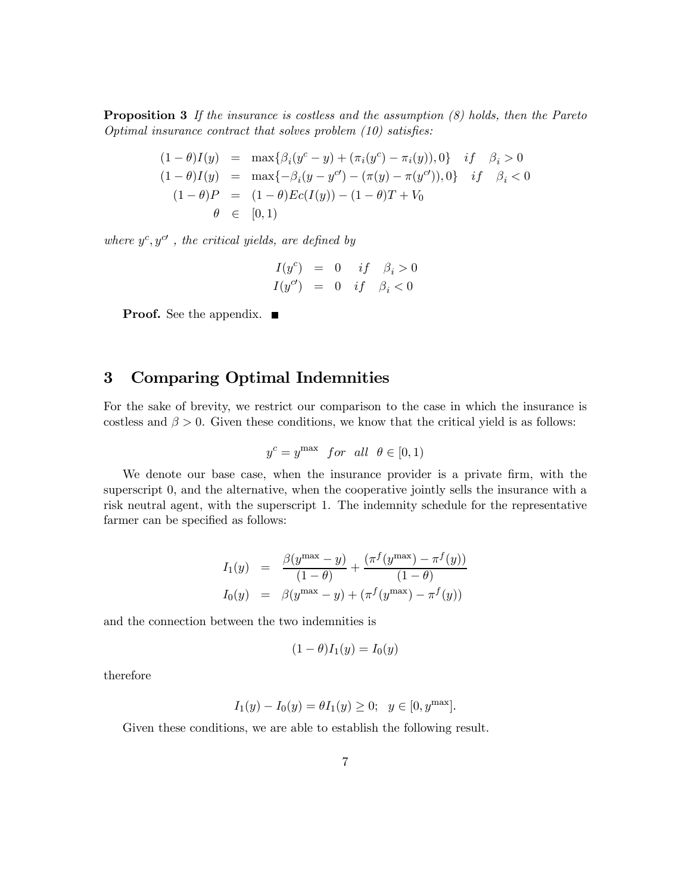**Proposition 3** *If the insurance is costless and the assumption (8) holds, then the Pareto Optimal insurance contract that solves problem (10) satisfies:*

$$
\begin{aligned}
(1-\theta)I(y) &= \max\{\beta_i(y^c - y) + (\pi_i(y^c) - \pi_i(y)), 0\} \quad if \quad \beta_i > 0 \\
(1-\theta)I(y) &= \max\{-\beta_i(y - y^{c\prime}) - (\pi(y) - \pi(y^{c\prime})), 0\} \quad if \quad \beta_i < 0 \\
(1-\theta)P &= (1-\theta)Ec(I(y)) - (1-\theta)T + V_0 \\
\theta &\in [0, 1)
\end{aligned}
$$

*where $y^c, y^{c\prime}$ , the critical yields, are defined by*

$$
\begin{aligned}
I(y^c) &= 0 \quad if \quad \beta_i > 0 \\
I(y^{c\prime}) &= 0 \quad if \quad \beta_i < 0
\end{aligned}
$$

**Proof.** See the appendix. ■

## 3 Comparing Optimal Indemnities

For the sake of brevity, we restrict our comparison to the case in which the insurance is costless and $\beta > 0$. Given these conditions, we know that the critical yield is as follows:

$$
y^c = y^{\max} \quad for \quad all \quad \theta \in [0, 1)
$$

We denote our base case, when the insurance provider is a private firm, with the superscript 0, and the alternative, when the cooperative jointly sells the insurance with a risk neutral agent, with the superscript 1. The indemnity schedule for the representative farmer can be specified as follows:

$$
\begin{aligned}
I_1(y) &= \frac{\beta(y^{\max} - y)}{(1-\theta)} + \frac{(\pi^f(y^{\max}) - \pi^f(y))}{(1-\theta)} \\
I_0(y) &= \beta(y^{\max} - y) + (\pi^f(y^{\max}) - \pi^f(y))
\end{aligned}
$$

and the connection between the two indemnities is

$$
(1-\theta)I_1(y) = I_0(y)
$$

therefore

$$
I_1(y) - I_0(y) = \theta I_1(y) \geq 0; \quad y \in [0, y^{\max}].
$$

Given these conditions, we are able to establish the following result.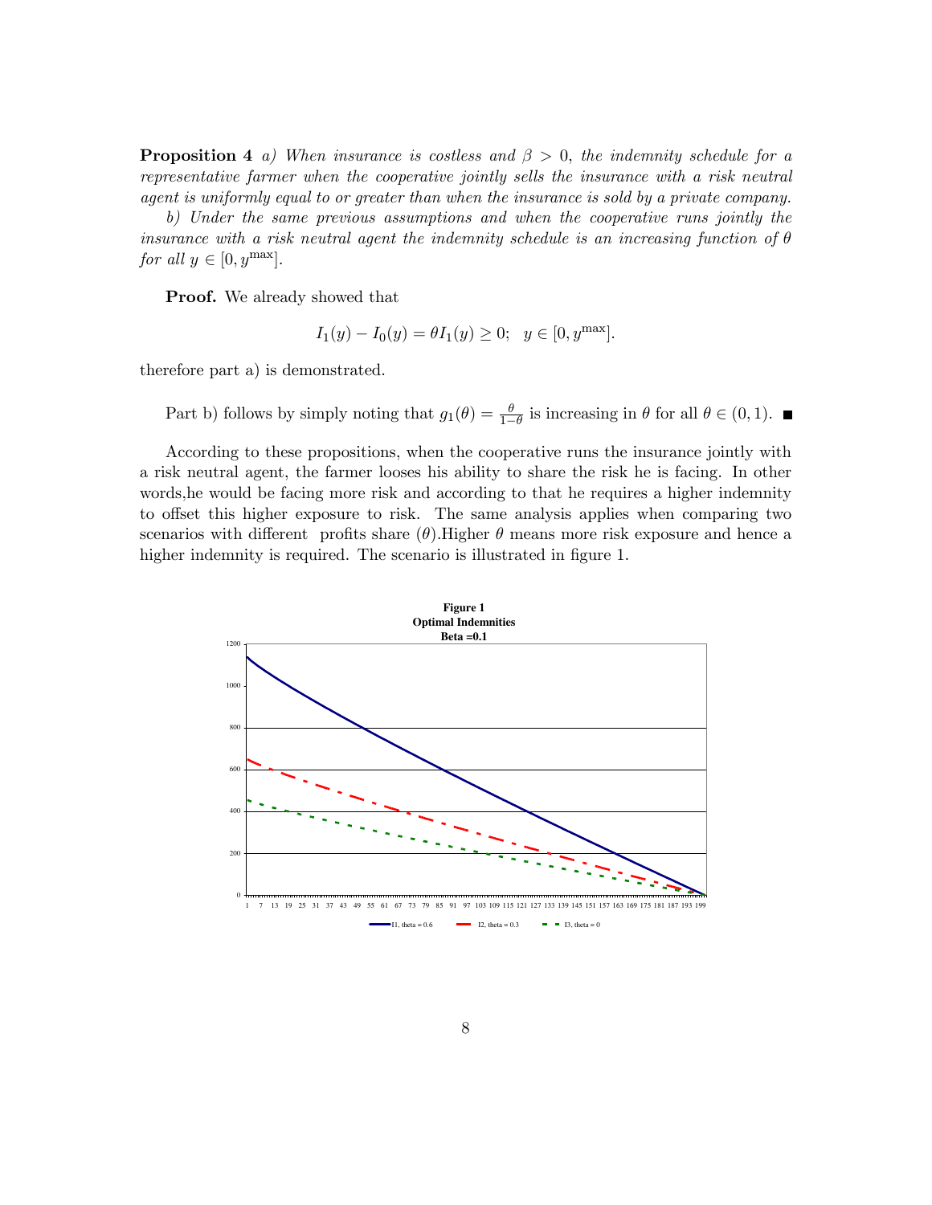**Proposition 4** *a) When insurance is costless and $\beta > 0$, the indemnity schedule for a representative farmer when the cooperative jointly sells the insurance with a risk neutral agent is uniformly equal to or greater than when the insurance is sold by a private company.*

*b) Under the same previous assumptions and when the cooperative runs jointly the insurance with a risk neutral agent the indemnity schedule is an increasing function of $\theta$ for all $y \in [0, y^{\max}]$.*

**Proof.** We already showed that

$$I_1(y) - I_0(y) = \theta I_1(y) \geq 0; \quad y \in [0, y^{\max}].$$

therefore part a) is demonstrated.

Part b) follows by simply noting that $g_1(\theta) = \frac{\theta}{1-\theta}$ is increasing in $\theta$ for all $\theta \in (0, 1)$. ■

According to these propositions, when the cooperative runs the insurance jointly with a risk neutral agent, the farmer looses his ability to share the risk he is facing. In other words,he would be facing more risk and according to that he requires a higher indemnity to offset this higher exposure to risk. The same analysis applies when comparing two scenarios with different profits share ($\theta$).Higher $\theta$ means more risk exposure and hence a higher indemnity is required. The scenario is illustrated in figure 1.

**Figure 1**
**Optimal Indemnities**
**Beta =0.1**

(Legend: I1, theta = 0.6; I2, theta = 0.3; I3, theta = 0)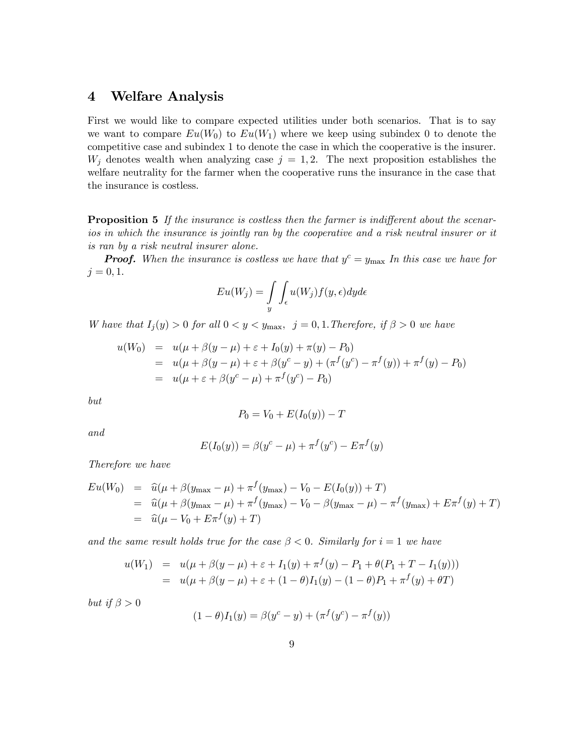# 4 Welfare Analysis

First we would like to compare expected utilities under both scenarios. That is to say we want to compare $Eu(W_0)$ to $Eu(W_1)$ where we keep using subindex 0 to denote the competitive case and subindex 1 to denote the case in which the cooperative is the insurer. $W_j$ denotes wealth when analyzing case $j = 1, 2$. The next proposition establishes the welfare neutrality for the farmer when the cooperative runs the insurance in the case that the insurance is costless.

**Proposition 5** *If the insurance is costless then the farmer is indifferent about the scenarios in which the insurance is jointly ran by the cooperative and a risk neutral insurer or it is ran by a risk neutral insurer alone.*

***Proof.*** *When the insurance is costless we have that $y^c = y_{\max}$ In this case we have for $j = 0, 1$.*

$$Eu(W_j) = \int_y \int_\epsilon u(W_j) f(y, \epsilon) dy d\epsilon$$

*W have that $I_j(y) > 0$ for all $0 < y < y_{\max}$, $j = 0, 1$. Therefore, if $\beta > 0$ we have*

$$\begin{aligned}
u(W_0) &= u(\mu + \beta(y - \mu) + \varepsilon + I_0(y) + \pi(y) - P_0) \\
&= u(\mu + \beta(y - \mu) + \varepsilon + \beta(y^c - y) + (\pi^f(y^c) - \pi^f(y)) + \pi^f(y) - P_0) \\
&= u(\mu + \varepsilon + \beta(y^c - \mu) + \pi^f(y^c) - P_0)
\end{aligned}$$

*but*

$$P_0 = V_0 + E(I_0(y)) - T$$

*and*

$$E(I_0(y)) = \beta(y^c - \mu) + \pi^f(y^c) - E\pi^f(y)$$

*Therefore we have*

$$\begin{aligned}
Eu(W_0) &= \widehat{u}(\mu + \beta(y_{\max} - \mu) + \pi^f(y_{\max}) - V_0 - E(I_0(y)) + T) \\
&= \widehat{u}(\mu + \beta(y_{\max} - \mu) + \pi^f(y_{\max}) - V_0 - \beta(y_{\max} - \mu) - \pi^f(y_{\max}) + E\pi^f(y) + T) \\
&= \widehat{u}(\mu - V_0 + E\pi^f(y) + T)
\end{aligned}$$

*and the same result holds true for the case $\beta < 0$. Similarly for $i = 1$ we have*

$$\begin{aligned}
u(W_1) &= u(\mu + \beta(y - \mu) + \varepsilon + I_1(y) + \pi^f(y) - P_1 + \theta(P_1 + T - I_1(y))) \\
&= u(\mu + \beta(y - \mu) + \varepsilon + (1 - \theta)I_1(y) - (1 - \theta)P_1 + \pi^f(y) + \theta T)
\end{aligned}$$

*but if $\beta > 0$*

$$(1 - \theta)I_1(y) = \beta(y^c - y) + (\pi^f(y^c) - \pi^f(y))$$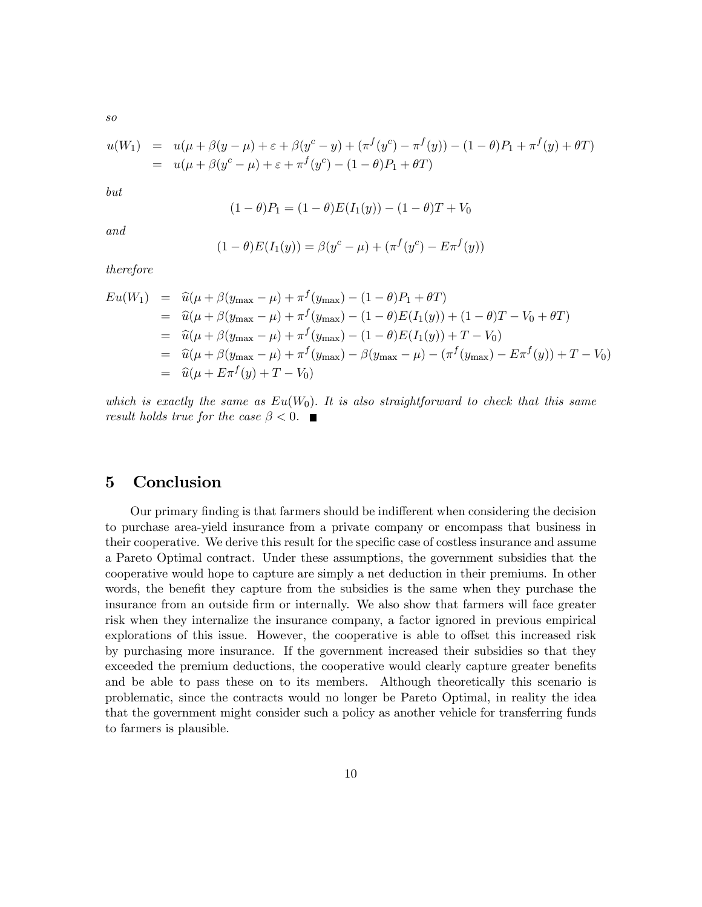*so*

$$
\begin{aligned}
u(W_1) &= u(\mu + \beta(y-\mu) + \varepsilon + \beta(y^c - y) + (\pi^f(y^c) - \pi^f(y)) - (1-\theta)P_1 + \pi^f(y) + \theta T) \\
&= u(\mu + \beta(y^c - \mu) + \varepsilon + \pi^f(y^c) - (1-\theta)P_1 + \theta T)
\end{aligned}
$$

*but*

$$
(1-\theta)P_1 = (1-\theta)E(I_1(y)) - (1-\theta)T + V_0
$$

*and*

$$
(1-\theta)E(I_1(y)) = \beta(y^c - \mu) + (\pi^f(y^c) - E\pi^f(y))
$$

*therefore*

$$
\begin{aligned}
Eu(W_1) &= \widehat{u}(\mu + \beta(y_{\max} - \mu) + \pi^f(y_{\max}) - (1-\theta)P_1 + \theta T) \\
&= \widehat{u}(\mu + \beta(y_{\max} - \mu) + \pi^f(y_{\max}) - (1-\theta)E(I_1(y)) + (1-\theta)T - V_0 + \theta T) \\
&= \widehat{u}(\mu + \beta(y_{\max} - \mu) + \pi^f(y_{\max}) - (1-\theta)E(I_1(y)) + T - V_0) \\
&= \widehat{u}(\mu + \beta(y_{\max} - \mu) + \pi^f(y_{\max}) - \beta(y_{\max} - \mu) - (\pi^f(y_{\max}) - E\pi^f(y)) + T - V_0) \\
&= \widehat{u}(\mu + E\pi^f(y) + T - V_0)
\end{aligned}
$$

*which is exactly the same as $Eu(W_0)$. It is also straightforward to check that this same result holds true for the case $\beta < 0$.* ■

## 5 Conclusion

Our primary finding is that farmers should be indifferent when considering the decision to purchase area-yield insurance from a private company or encompass that business in their cooperative. We derive this result for the specific case of costless insurance and assume a Pareto Optimal contract. Under these assumptions, the government subsidies that the cooperative would hope to capture are simply a net deduction in their premiums. In other words, the benefit they capture from the subsidies is the same when they purchase the insurance from an outside firm or internally. We also show that farmers will face greater risk when they internalize the insurance company, a factor ignored in previous empirical explorations of this issue. However, the cooperative is able to offset this increased risk by purchasing more insurance. If the government increased their subsidies so that they exceeded the premium deductions, the cooperative would clearly capture greater benefits and be able to pass these on to its members. Although theoretically this scenario is problematic, since the contracts would no longer be Pareto Optimal, in reality the idea that the government might consider such a policy as another vehicle for transferring funds to farmers is plausible.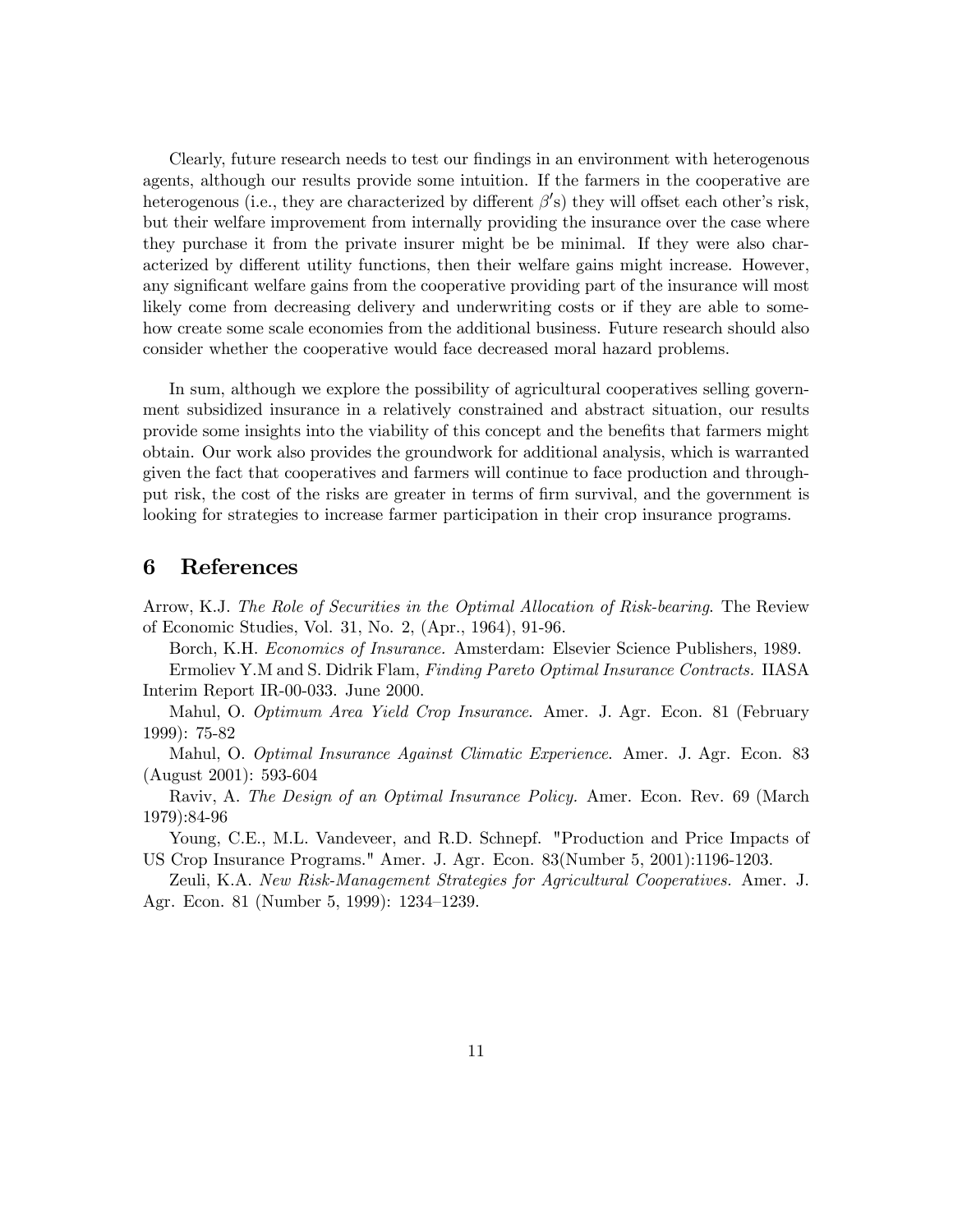Clearly, future research needs to test our findings in an environment with heterogenous agents, although our results provide some intuition. If the farmers in the cooperative are heterogenous (i.e., they are characterized by different $\beta'$s) they will offset each other's risk, but their welfare improvement from internally providing the insurance over the case where they purchase it from the private insurer might be be minimal. If they were also characterized by different utility functions, then their welfare gains might increase. However, any significant welfare gains from the cooperative providing part of the insurance will most likely come from decreasing delivery and underwriting costs or if they are able to somehow create some scale economies from the additional business. Future research should also consider whether the cooperative would face decreased moral hazard problems.

In sum, although we explore the possibility of agricultural cooperatives selling government subsidized insurance in a relatively constrained and abstract situation, our results provide some insights into the viability of this concept and the benefits that farmers might obtain. Our work also provides the groundwork for additional analysis, which is warranted given the fact that cooperatives and farmers will continue to face production and throughput risk, the cost of the risks are greater in terms of firm survival, and the government is looking for strategies to increase farmer participation in their crop insurance programs.

## 6 References

Arrow, K.J. *The Role of Securities in the Optimal Allocation of Risk-bearing*. The Review of Economic Studies, Vol. 31, No. 2, (Apr., 1964), 91-96.

Borch, K.H. *Economics of Insurance.* Amsterdam: Elsevier Science Publishers, 1989.

Ermoliev Y.M and S. Didrik Flam, *Finding Pareto Optimal Insurance Contracts.* IIASA Interim Report IR-00-033. June 2000.

Mahul, O. *Optimum Area Yield Crop Insurance*. Amer. J. Agr. Econ. 81 (February 1999): 75-82

Mahul, O. *Optimal Insurance Against Climatic Experience*. Amer. J. Agr. Econ. 83 (August 2001): 593-604

Raviv, A. *The Design of an Optimal Insurance Policy.* Amer. Econ. Rev. 69 (March 1979):84-96

Young, C.E., M.L. Vandeveer, and R.D. Schnepf. "Production and Price Impacts of US Crop Insurance Programs." Amer. J. Agr. Econ. 83(Number 5, 2001):1196-1203.

Zeuli, K.A. *New Risk-Management Strategies for Agricultural Cooperatives.* Amer. J. Agr. Econ. 81 (Number 5, 1999): 1234–1239.